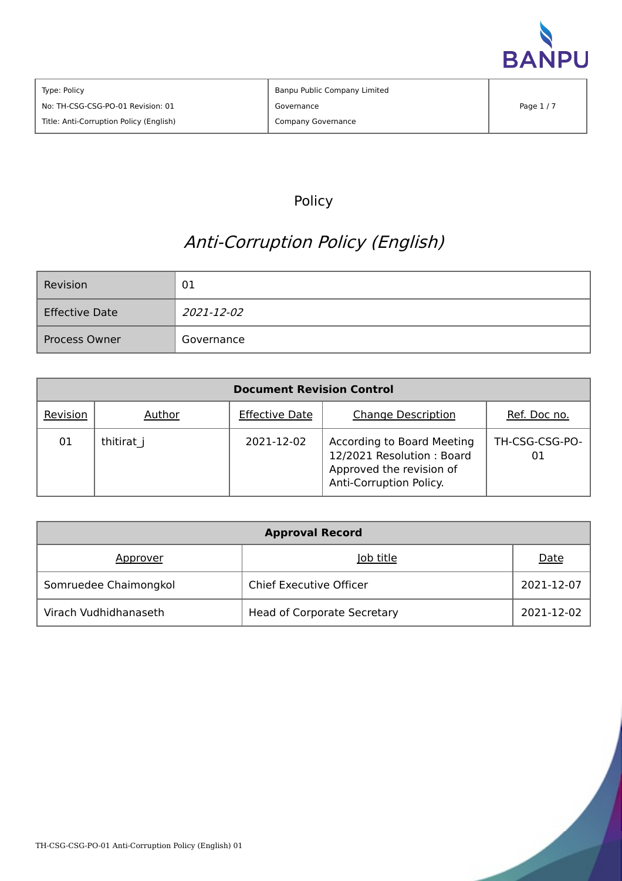| Type: Policy | Banpu Public Company Limited | |
|---|---|---|
| No: TH-CSG-CSG-PO-01 Revision: 01 | Governance | |
| Title: Anti-Corruption Policy (English) | Company Governance | |

# Policy

## *Anti-Corruption Policy (English)*

| Revision | 01 |
|---|---|
| Effective Date | *2021-12-02* |
| Process Owner | Governance |

| **Document Revision Control** | | | | |
|---|---|---|---|---|
| Revision | Author | Effective Date | Change Description | Ref. Doc no. |
| 01 | thitirat_j | 2021-12-02 | According to Board Meeting 12/2021 Resolution : Board Approved the revision of Anti-Corruption Policy. | TH-CSG-CSG-PO-01 |

| **Approval Record** | | |
|---|---|---|
| Approver | Job title | Date |
| Somruedee Chaimongkol | Chief Executive Officer | 2021-12-07 |
| Virach Vudhidhanaseth | Head of Corporate Secretary | 2021-12-02 |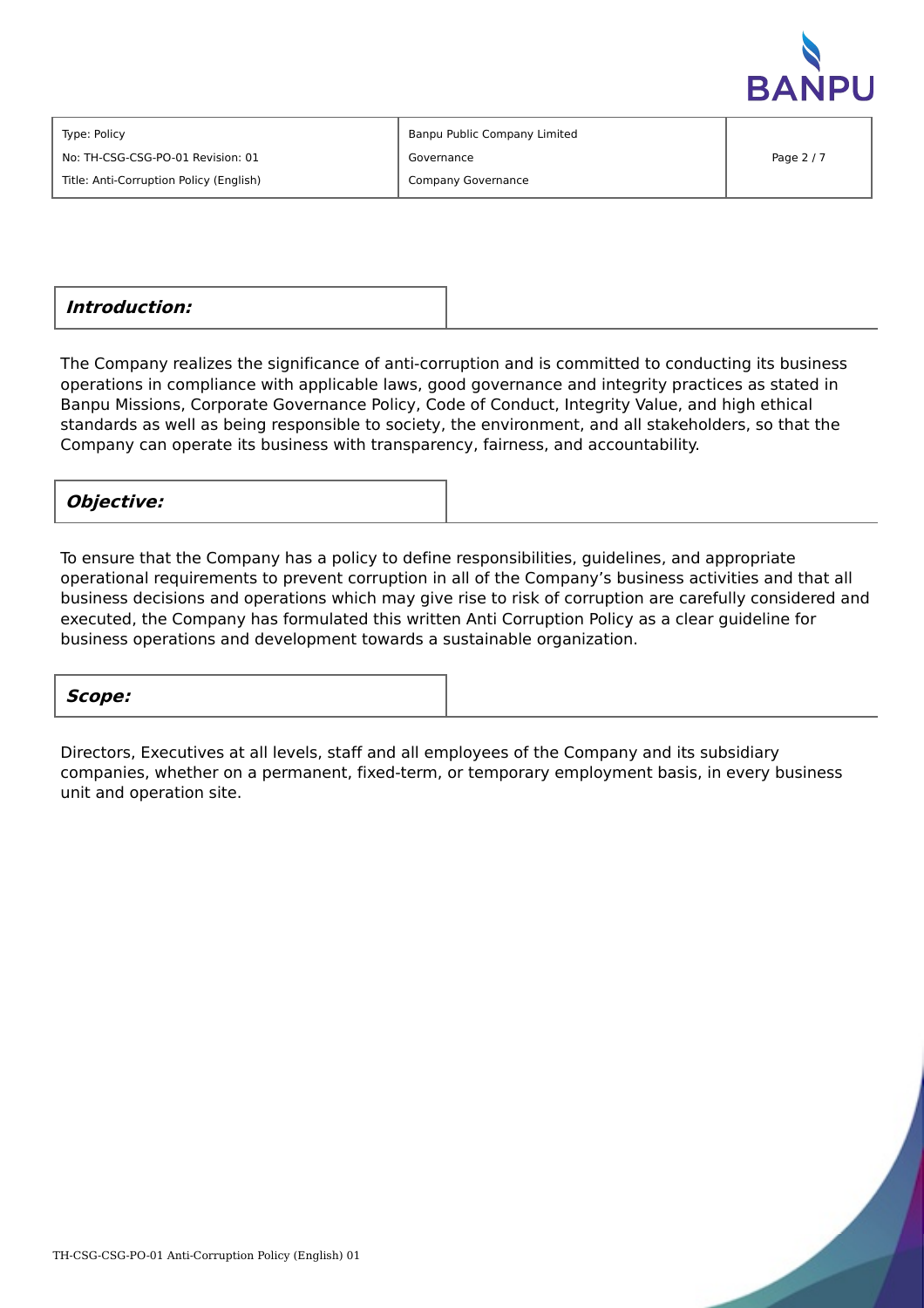## ***Introduction:***

The Company realizes the significance of anti-corruption and is committed to conducting its business operations in compliance with applicable laws, good governance and integrity practices as stated in Banpu Missions, Corporate Governance Policy, Code of Conduct, Integrity Value, and high ethical standards as well as being responsible to society, the environment, and all stakeholders, so that the Company can operate its business with transparency, fairness, and accountability.

## ***Objective:***

To ensure that the Company has a policy to define responsibilities, guidelines, and appropriate operational requirements to prevent corruption in all of the Company's business activities and that all business decisions and operations which may give rise to risk of corruption are carefully considered and executed, the Company has formulated this written Anti Corruption Policy as a clear guideline for business operations and development towards a sustainable organization.

## ***Scope:***

Directors, Executives at all levels, staff and all employees of the Company and its subsidiary companies, whether on a permanent, fixed-term, or temporary employment basis, in every business unit and operation site.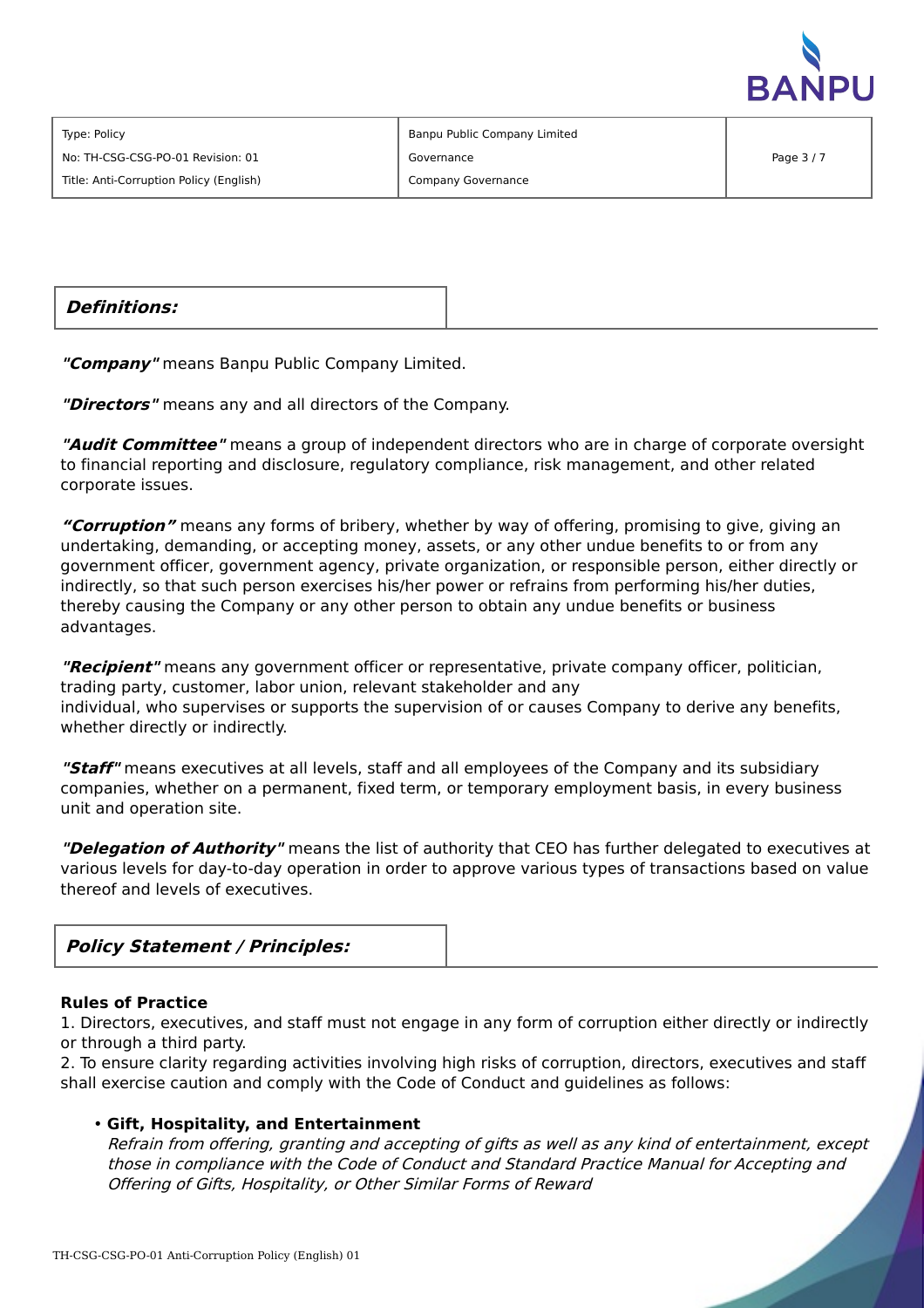## *Definitions:*

***"Company"*** means Banpu Public Company Limited.

***"Directors"*** means any and all directors of the Company.

***"Audit Committee"*** means a group of independent directors who are in charge of corporate oversight to financial reporting and disclosure, regulatory compliance, risk management, and other related corporate issues.

***"Corruption"*** means any forms of bribery, whether by way of offering, promising to give, giving an undertaking, demanding, or accepting money, assets, or any other undue benefits to or from any government officer, government agency, private organization, or responsible person, either directly or indirectly, so that such person exercises his/her power or refrains from performing his/her duties, thereby causing the Company or any other person to obtain any undue benefits or business advantages.

***"Recipient"*** means any government officer or representative, private company officer, politician, trading party, customer, labor union, relevant stakeholder and any individual, who supervises or supports the supervision of or causes Company to derive any benefits, whether directly or indirectly.

***"Staff"*** means executives at all levels, staff and all employees of the Company and its subsidiary companies, whether on a permanent, fixed term, or temporary employment basis, in every business unit and operation site.

***"Delegation of Authority"*** means the list of authority that CEO has further delegated to executives at various levels for day-to-day operation in order to approve various types of transactions based on value thereof and levels of executives.

## *Policy Statement / Principles:*

**Rules of Practice**

1. Directors, executives, and staff must not engage in any form of corruption either directly or indirectly or through a third party.
2. To ensure clarity regarding activities involving high risks of corruption, directors, executives and staff shall exercise caution and comply with the Code of Conduct and guidelines as follows:

- **Gift, Hospitality, and Entertainment**
  *Refrain from offering, granting and accepting of gifts as well as any kind of entertainment, except those in compliance with the Code of Conduct and Standard Practice Manual for Accepting and Offering of Gifts, Hospitality, or Other Similar Forms of Reward*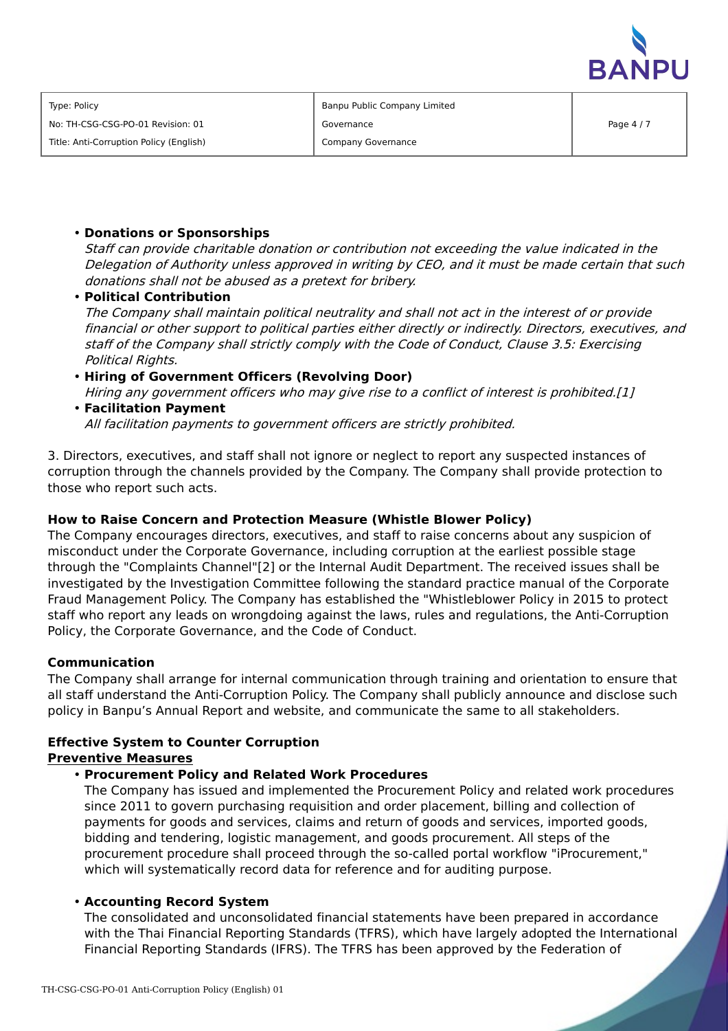- **Donations or Sponsorships**
  *Staff can provide charitable donation or contribution not exceeding the value indicated in the Delegation of Authority unless approved in writing by CEO, and it must be made certain that such donations shall not be abused as a pretext for bribery.*
- **Political Contribution**
  *The Company shall maintain political neutrality and shall not act in the interest of or provide financial or other support to political parties either directly or indirectly. Directors, executives, and staff of the Company shall strictly comply with the Code of Conduct, Clause 3.5: Exercising Political Rights.*
- **Hiring of Government Officers (Revolving Door)**
  *Hiring any government officers who may give rise to a conflict of interest is prohibited.[1]*
- **Facilitation Payment**
  *All facilitation payments to government officers are strictly prohibited.*

3. Directors, executives, and staff shall not ignore or neglect to report any suspected instances of corruption through the channels provided by the Company. The Company shall provide protection to those who report such acts.

**How to Raise Concern and Protection Measure (Whistle Blower Policy)**

The Company encourages directors, executives, and staff to raise concerns about any suspicion of misconduct under the Corporate Governance, including corruption at the earliest possible stage through the "Complaints Channel"[2] or the Internal Audit Department. The received issues shall be investigated by the Investigation Committee following the standard practice manual of the Corporate Fraud Management Policy. The Company has established the "Whistleblower Policy in 2015 to protect staff who report any leads on wrongdoing against the laws, rules and regulations, the Anti-Corruption Policy, the Corporate Governance, and the Code of Conduct.

**Communication**

The Company shall arrange for internal communication through training and orientation to ensure that all staff understand the Anti-Corruption Policy. The Company shall publicly announce and disclose such policy in Banpu's Annual Report and website, and communicate the same to all stakeholders.

**Effective System to Counter Corruption**

**Preventive Measures**

- **Procurement Policy and Related Work Procedures**
  The Company has issued and implemented the Procurement Policy and related work procedures since 2011 to govern purchasing requisition and order placement, billing and collection of payments for goods and services, claims and return of goods and services, imported goods, bidding and tendering, logistic management, and goods procurement. All steps of the procurement procedure shall proceed through the so-called portal workflow "iProcurement," which will systematically record data for reference and for auditing purpose.

- **Accounting Record System**
  The consolidated and unconsolidated financial statements have been prepared in accordance with the Thai Financial Reporting Standards (TFRS), which have largely adopted the International Financial Reporting Standards (IFRS). The TFRS has been approved by the Federation of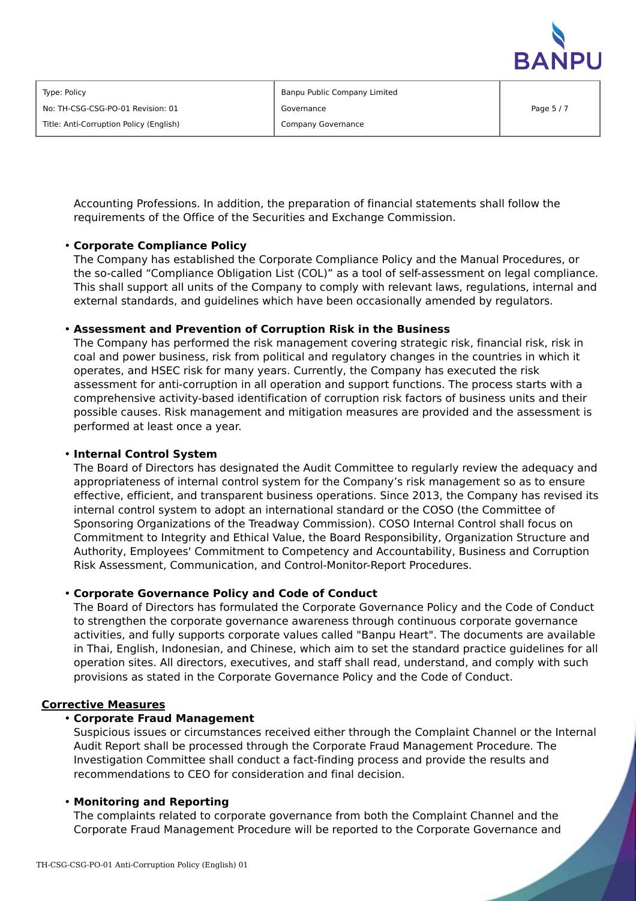Accounting Professions. In addition, the preparation of financial statements shall follow the requirements of the Office of the Securities and Exchange Commission.

- **Corporate Compliance Policy**
  The Company has established the Corporate Compliance Policy and the Manual Procedures, or the so-called "Compliance Obligation List (COL)" as a tool of self-assessment on legal compliance. This shall support all units of the Company to comply with relevant laws, regulations, internal and external standards, and guidelines which have been occasionally amended by regulators.

- **Assessment and Prevention of Corruption Risk in the Business**
  The Company has performed the risk management covering strategic risk, financial risk, risk in coal and power business, risk from political and regulatory changes in the countries in which it operates, and HSEC risk for many years. Currently, the Company has executed the risk assessment for anti-corruption in all operation and support functions. The process starts with a comprehensive activity-based identification of corruption risk factors of business units and their possible causes. Risk management and mitigation measures are provided and the assessment is performed at least once a year.

- **Internal Control System**
  The Board of Directors has designated the Audit Committee to regularly review the adequacy and appropriateness of internal control system for the Company's risk management so as to ensure effective, efficient, and transparent business operations. Since 2013, the Company has revised its internal control system to adopt an international standard or the COSO (the Committee of Sponsoring Organizations of the Treadway Commission). COSO Internal Control shall focus on Commitment to Integrity and Ethical Value, the Board Responsibility, Organization Structure and Authority, Employees' Commitment to Competency and Accountability, Business and Corruption Risk Assessment, Communication, and Control-Monitor-Report Procedures.

- **Corporate Governance Policy and Code of Conduct**
  The Board of Directors has formulated the Corporate Governance Policy and the Code of Conduct to strengthen the corporate governance awareness through continuous corporate governance activities, and fully supports corporate values called "Banpu Heart". The documents are available in Thai, English, Indonesian, and Chinese, which aim to set the standard practice guidelines for all operation sites. All directors, executives, and staff shall read, understand, and comply with such provisions as stated in the Corporate Governance Policy and the Code of Conduct.

**Corrective Measures**

- **Corporate Fraud Management**
  Suspicious issues or circumstances received either through the Complaint Channel or the Internal Audit Report shall be processed through the Corporate Fraud Management Procedure. The Investigation Committee shall conduct a fact-finding process and provide the results and recommendations to CEO for consideration and final decision.

- **Monitoring and Reporting**
  The complaints related to corporate governance from both the Complaint Channel and the Corporate Fraud Management Procedure will be reported to the Corporate Governance and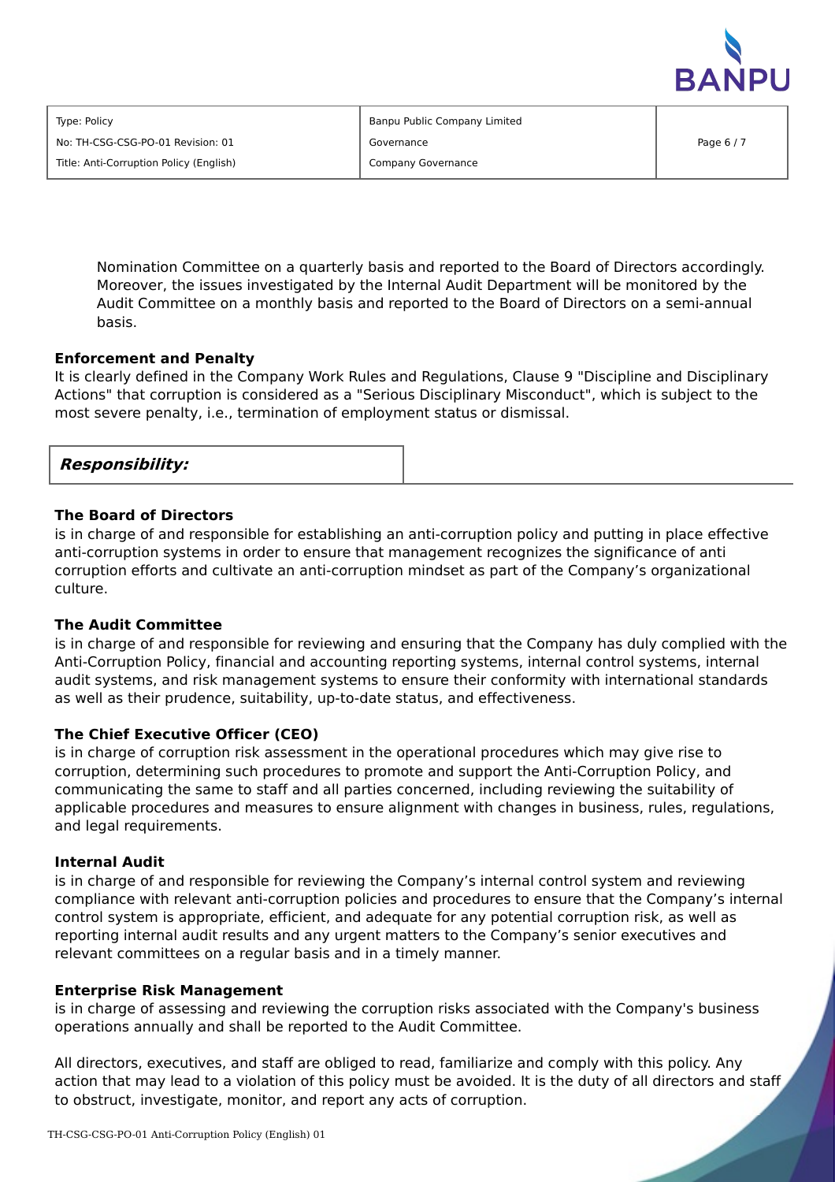Nomination Committee on a quarterly basis and reported to the Board of Directors accordingly. Moreover, the issues investigated by the Internal Audit Department will be monitored by the Audit Committee on a monthly basis and reported to the Board of Directors on a semi-annual basis.

**Enforcement and Penalty**

It is clearly defined in the Company Work Rules and Regulations, Clause 9 "Discipline and Disciplinary Actions" that corruption is considered as a "Serious Disciplinary Misconduct", which is subject to the most severe penalty, i.e., termination of employment status or dismissal.

## ***Responsibility:***

**The Board of Directors**

is in charge of and responsible for establishing an anti-corruption policy and putting in place effective anti-corruption systems in order to ensure that management recognizes the significance of anti corruption efforts and cultivate an anti-corruption mindset as part of the Company's organizational culture.

**The Audit Committee**

is in charge of and responsible for reviewing and ensuring that the Company has duly complied with the Anti-Corruption Policy, financial and accounting reporting systems, internal control systems, internal audit systems, and risk management systems to ensure their conformity with international standards as well as their prudence, suitability, up-to-date status, and effectiveness.

**The Chief Executive Officer (CEO)**

is in charge of corruption risk assessment in the operational procedures which may give rise to corruption, determining such procedures to promote and support the Anti-Corruption Policy, and communicating the same to staff and all parties concerned, including reviewing the suitability of applicable procedures and measures to ensure alignment with changes in business, rules, regulations, and legal requirements.

**Internal Audit**

is in charge of and responsible for reviewing the Company's internal control system and reviewing compliance with relevant anti-corruption policies and procedures to ensure that the Company's internal control system is appropriate, efficient, and adequate for any potential corruption risk, as well as reporting internal audit results and any urgent matters to the Company's senior executives and relevant committees on a regular basis and in a timely manner.

**Enterprise Risk Management**

is in charge of assessing and reviewing the corruption risks associated with the Company's business operations annually and shall be reported to the Audit Committee.

All directors, executives, and staff are obliged to read, familiarize and comply with this policy. Any action that may lead to a violation of this policy must be avoided. It is the duty of all directors and staff to obstruct, investigate, monitor, and report any acts of corruption.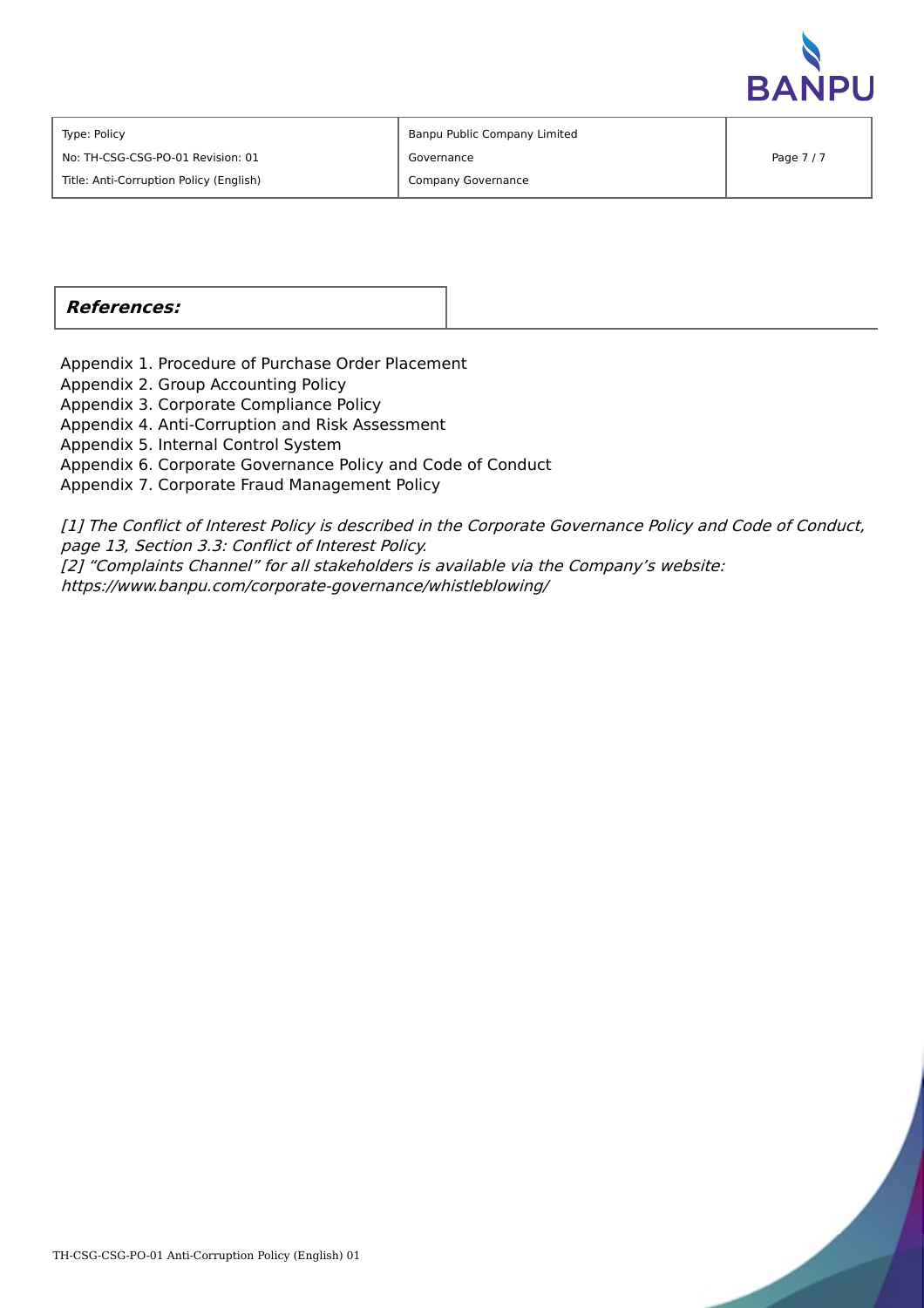## ***References:***

Appendix 1. Procedure of Purchase Order Placement
Appendix 2. Group Accounting Policy
Appendix 3. Corporate Compliance Policy
Appendix 4. Anti-Corruption and Risk Assessment
Appendix 5. Internal Control System
Appendix 6. Corporate Governance Policy and Code of Conduct
Appendix 7. Corporate Fraud Management Policy

*[1] The Conflict of Interest Policy is described in the Corporate Governance Policy and Code of Conduct, page 13, Section 3.3: Conflict of Interest Policy.*
*[2] "Complaints Channel" for all stakeholders is available via the Company's website: https://www.banpu.com/corporate-governance/whistleblowing/*